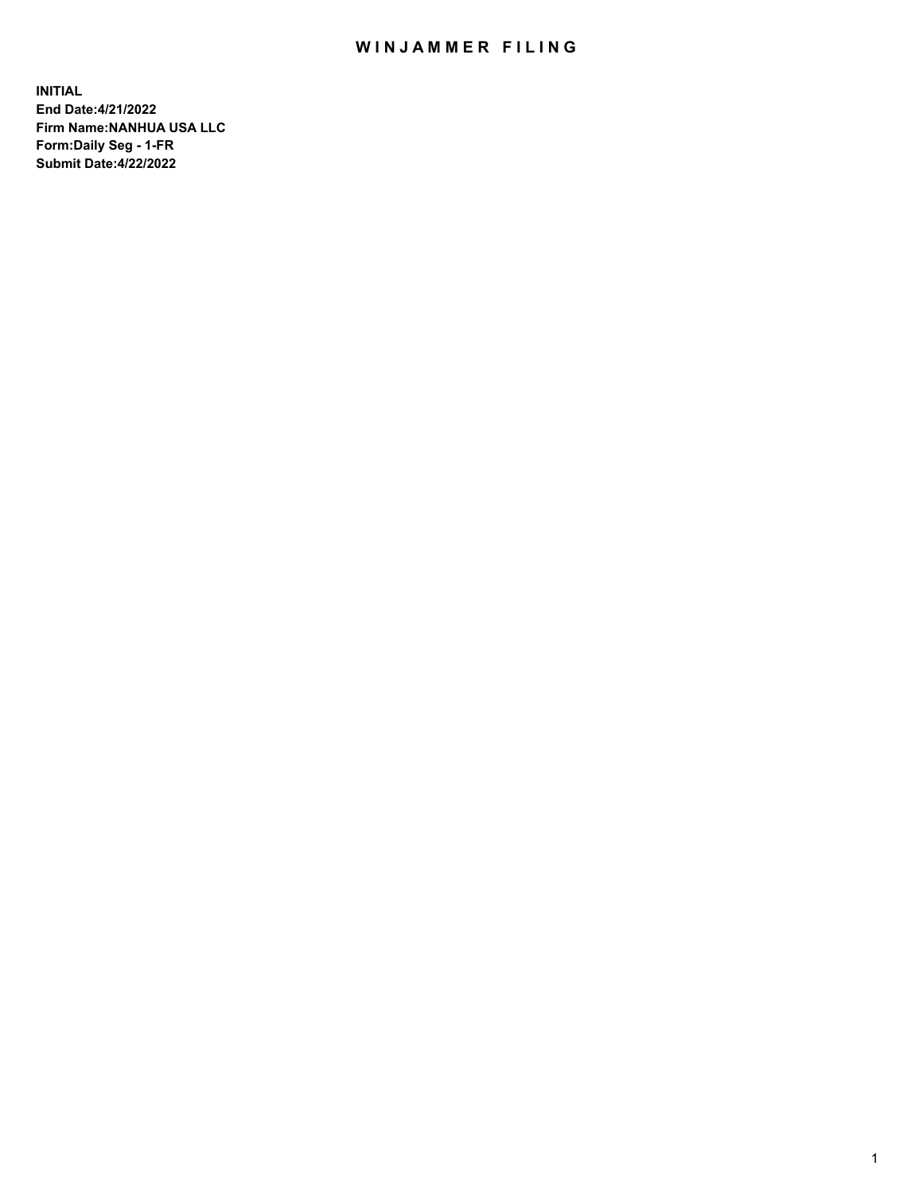# WINJAMMER FILING

**INITIAL**
**End Date:4/21/2022**
**Firm Name:NANHUA USA LLC**
**Form:Daily Seg - 1-FR**
**Submit Date:4/22/2022**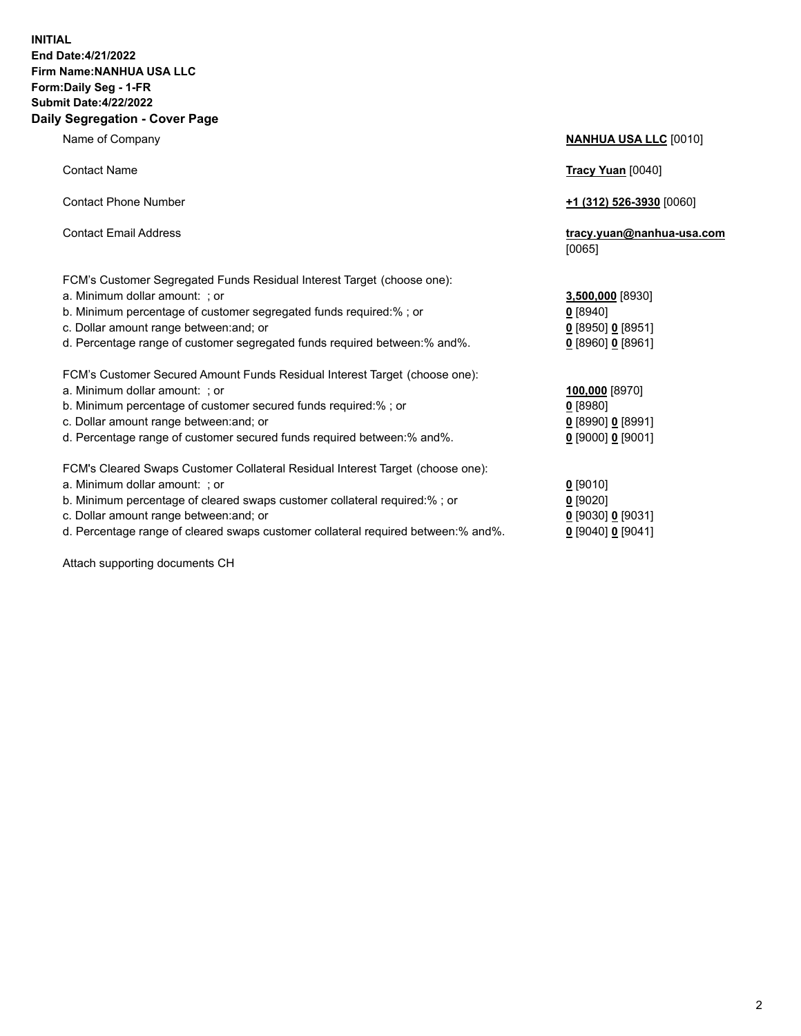**INITIAL**
**End Date:4/21/2022**
**Firm Name:NANHUA USA LLC**
**Form:Daily Seg - 1-FR**
**Submit Date:4/22/2022**

## Daily Segregation - Cover Page

| | |
|---|---|
| Name of Company | **NANHUA USA LLC** [0010] |
| Contact Name | **Tracy Yuan** [0040] |
| Contact Phone Number | **+1 (312) 526-3930** [0060] |
| Contact Email Address | **tracy.yuan@nanhua-usa.com** [0065] |
| FCM's Customer Segregated Funds Residual Interest Target (choose one): | |
| a. Minimum dollar amount: ; or | **3,500,000** [8930] |
| b. Minimum percentage of customer segregated funds required:% ; or | **0** [8940] |
| c. Dollar amount range between:and; or | **0** [8950] **0** [8951] |
| d. Percentage range of customer segregated funds required between:% and%. | **0** [8960] **0** [8961] |
| FCM's Customer Secured Amount Funds Residual Interest Target (choose one): | |
| a. Minimum dollar amount: ; or | **100,000** [8970] |
| b. Minimum percentage of customer secured funds required:% ; or | **0** [8980] |
| c. Dollar amount range between:and; or | **0** [8990] **0** [8991] |
| d. Percentage range of customer secured funds required between:% and%. | **0** [9000] **0** [9001] |
| FCM's Cleared Swaps Customer Collateral Residual Interest Target (choose one): | |
| a. Minimum dollar amount: ; or | **0** [9010] |
| b. Minimum percentage of cleared swaps customer collateral required:% ; or | **0** [9020] |
| c. Dollar amount range between:and; or | **0** [9030] **0** [9031] |
| d. Percentage range of cleared swaps customer collateral required between:% and%. | **0** [9040] **0** [9041] |

Attach supporting documents CH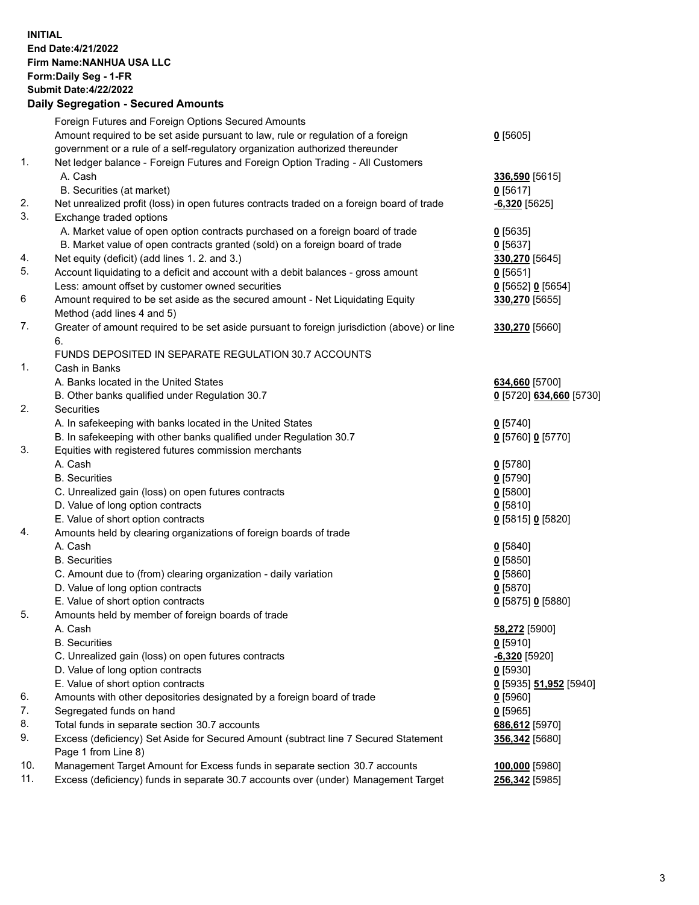**INITIAL**
**End Date:4/21/2022**
**Firm Name:NANHUA USA LLC**
**Form:Daily Seg - 1-FR**
**Submit Date:4/22/2022**

## Daily Segregation - Secured Amounts

| | | |
|---|---|---|
| | Foreign Futures and Foreign Options Secured Amounts | |
| | Amount required to be set aside pursuant to law, rule or regulation of a foreign government or a rule of a self-regulatory organization authorized thereunder | **0** [5605] |
| 1. | Net ledger balance - Foreign Futures and Foreign Option Trading - All Customers | |
| | A. Cash | **336,590** [5615] |
| | B. Securities (at market) | **0** [5617] |
| 2. | Net unrealized profit (loss) in open futures contracts traded on a foreign board of trade | **-6,320** [5625] |
| 3. | Exchange traded options | |
| | A. Market value of open option contracts purchased on a foreign board of trade | **0** [5635] |
| | B. Market value of open contracts granted (sold) on a foreign board of trade | **0** [5637] |
| 4. | Net equity (deficit) (add lines 1. 2. and 3.) | **330,270** [5645] |
| 5. | Account liquidating to a deficit and account with a debit balances - gross amount | **0** [5651] |
| | Less: amount offset by customer owned securities | **0** [5652] **0** [5654] |
| 6 | Amount required to be set aside as the secured amount - Net Liquidating Equity Method (add lines 4 and 5) | **330,270** [5655] |
| 7. | Greater of amount required to be set aside pursuant to foreign jurisdiction (above) or line 6. | **330,270** [5660] |
| | FUNDS DEPOSITED IN SEPARATE REGULATION 30.7 ACCOUNTS | |
| 1. | Cash in Banks | |
| | A. Banks located in the United States | **634,660** [5700] |
| | B. Other banks qualified under Regulation 30.7 | **0** [5720] **634,660** [5730] |
| 2. | Securities | |
| | A. In safekeeping with banks located in the United States | **0** [5740] |
| | B. In safekeeping with other banks qualified under Regulation 30.7 | **0** [5760] **0** [5770] |
| 3. | Equities with registered futures commission merchants | |
| | A. Cash | **0** [5780] |
| | B. Securities | **0** [5790] |
| | C. Unrealized gain (loss) on open futures contracts | **0** [5800] |
| | D. Value of long option contracts | **0** [5810] |
| | E. Value of short option contracts | **0** [5815] **0** [5820] |
| 4. | Amounts held by clearing organizations of foreign boards of trade | |
| | A. Cash | **0** [5840] |
| | B. Securities | **0** [5850] |
| | C. Amount due to (from) clearing organization - daily variation | **0** [5860] |
| | D. Value of long option contracts | **0** [5870] |
| | E. Value of short option contracts | **0** [5875] **0** [5880] |
| 5. | Amounts held by member of foreign boards of trade | |
| | A. Cash | **58,272** [5900] |
| | B. Securities | **0** [5910] |
| | C. Unrealized gain (loss) on open futures contracts | **-6,320** [5920] |
| | D. Value of long option contracts | **0** [5930] |
| | E. Value of short option contracts | **0** [5935] **51,952** [5940] |
| 6. | Amounts with other depositories designated by a foreign board of trade | **0** [5960] |
| 7. | Segregated funds on hand | **0** [5965] |
| 8. | Total funds in separate section 30.7 accounts | **686,612** [5970] |
| 9. | Excess (deficiency) Set Aside for Secured Amount (subtract line 7 Secured Statement Page 1 from Line 8) | **356,342** [5680] |
| 10. | Management Target Amount for Excess funds in separate section 30.7 accounts | **100,000** [5980] |
| 11. | Excess (deficiency) funds in separate 30.7 accounts over (under) Management Target | **256,342** [5985] |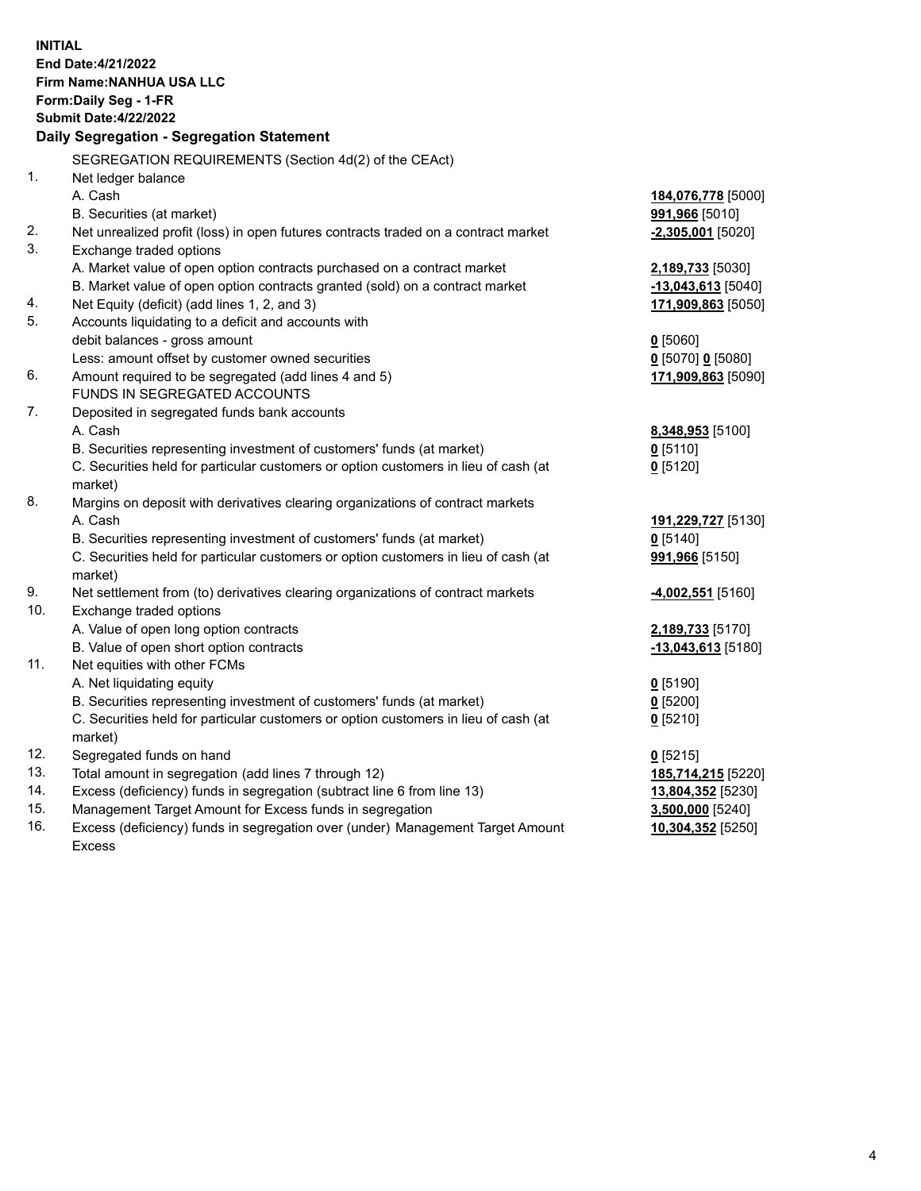**INITIAL**
**End Date:4/21/2022**
**Firm Name:NANHUA USA LLC**
**Form:Daily Seg - 1-FR**
**Submit Date:4/22/2022**

## Daily Segregation - Segregation Statement

| | | |
|---|---|---|
| | SEGREGATION REQUIREMENTS (Section 4d(2) of the CEAct) | |
| 1. | Net ledger balance | |
| | A. Cash | **184,076,778** [5000] |
| | B. Securities (at market) | **991,966** [5010] |
| 2. | Net unrealized profit (loss) in open futures contracts traded on a contract market | **-2,305,001** [5020] |
| 3. | Exchange traded options | |
| | A. Market value of open option contracts purchased on a contract market | **2,189,733** [5030] |
| | B. Market value of open option contracts granted (sold) on a contract market | **-13,043,613** [5040] |
| 4. | Net Equity (deficit) (add lines 1, 2, and 3) | **171,909,863** [5050] |
| 5. | Accounts liquidating to a deficit and accounts with debit balances - gross amount | **0** [5060] |
| | Less: amount offset by customer owned securities | **0** [5070] **0** [5080] |
| 6. | Amount required to be segregated (add lines 4 and 5) | **171,909,863** [5090] |
| | FUNDS IN SEGREGATED ACCOUNTS | |
| 7. | Deposited in segregated funds bank accounts | |
| | A. Cash | **8,348,953** [5100] |
| | B. Securities representing investment of customers' funds (at market) | **0** [5110] |
| | C. Securities held for particular customers or option customers in lieu of cash (at market) | **0** [5120] |
| 8. | Margins on deposit with derivatives clearing organizations of contract markets | |
| | A. Cash | **191,229,727** [5130] |
| | B. Securities representing investment of customers' funds (at market) | **0** [5140] |
| | C. Securities held for particular customers or option customers in lieu of cash (at market) | **991,966** [5150] |
| 9. | Net settlement from (to) derivatives clearing organizations of contract markets | **-4,002,551** [5160] |
| 10. | Exchange traded options | |
| | A. Value of open long option contracts | **2,189,733** [5170] |
| | B. Value of open short option contracts | **-13,043,613** [5180] |
| 11. | Net equities with other FCMs | |
| | A. Net liquidating equity | **0** [5190] |
| | B. Securities representing investment of customers' funds (at market) | **0** [5200] |
| | C. Securities held for particular customers or option customers in lieu of cash (at market) | **0** [5210] |
| 12. | Segregated funds on hand | **0** [5215] |
| 13. | Total amount in segregation (add lines 7 through 12) | **185,714,215** [5220] |
| 14. | Excess (deficiency) funds in segregation (subtract line 6 from line 13) | **13,804,352** [5230] |
| 15. | Management Target Amount for Excess funds in segregation | **3,500,000** [5240] |
| 16. | Excess (deficiency) funds in segregation over (under) Management Target Amount Excess | **10,304,352** [5250] |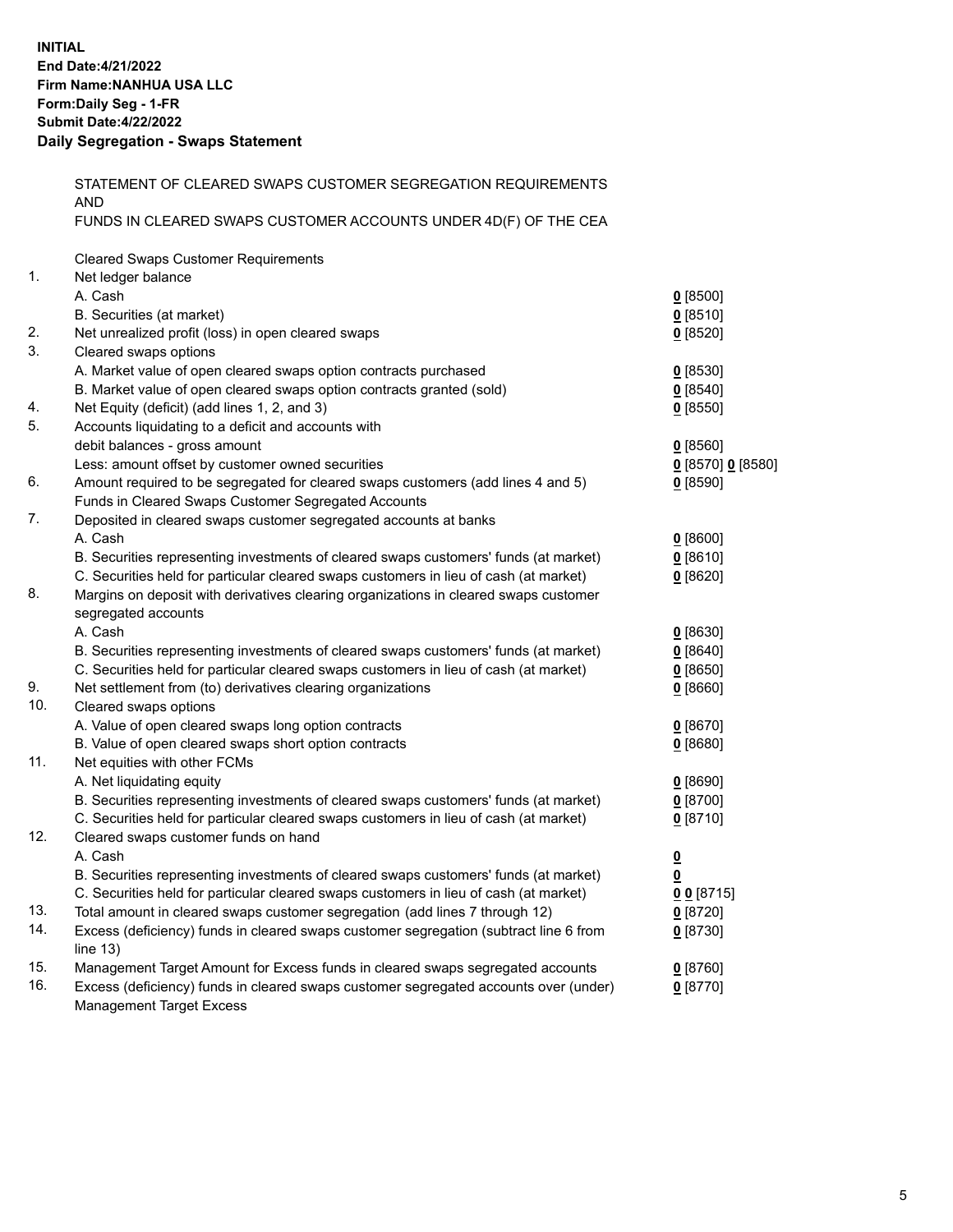**INITIAL**
**End Date:4/21/2022**
**Firm Name:NANHUA USA LLC**
**Form:Daily Seg - 1-FR**
**Submit Date:4/22/2022**
**Daily Segregation - Swaps Statement**

STATEMENT OF CLEARED SWAPS CUSTOMER SEGREGATION REQUIREMENTS AND FUNDS IN CLEARED SWAPS CUSTOMER ACCOUNTS UNDER 4D(F) OF THE CEA

| | | |
|---|---|---|
| | Cleared Swaps Customer Requirements | |
| 1. | Net ledger balance | |
| | A. Cash | 0 [8500] |
| | B. Securities (at market) | 0 [8510] |
| 2. | Net unrealized profit (loss) in open cleared swaps | 0 [8520] |
| 3. | Cleared swaps options | |
| | A. Market value of open cleared swaps option contracts purchased | 0 [8530] |
| | B. Market value of open cleared swaps option contracts granted (sold) | 0 [8540] |
| 4. | Net Equity (deficit) (add lines 1, 2, and 3) | 0 [8550] |
| 5. | Accounts liquidating to a deficit and accounts with debit balances - gross amount | 0 [8560] |
| | Less: amount offset by customer owned securities | 0 [8570] 0 [8580] |
| 6. | Amount required to be segregated for cleared swaps customers (add lines 4 and 5) | 0 [8590] |
| | Funds in Cleared Swaps Customer Segregated Accounts | |
| 7. | Deposited in cleared swaps customer segregated accounts at banks | |
| | A. Cash | 0 [8600] |
| | B. Securities representing investments of cleared swaps customers' funds (at market) | 0 [8610] |
| | C. Securities held for particular cleared swaps customers in lieu of cash (at market) | 0 [8620] |
| 8. | Margins on deposit with derivatives clearing organizations in cleared swaps customer segregated accounts | |
| | A. Cash | 0 [8630] |
| | B. Securities representing investments of cleared swaps customers' funds (at market) | 0 [8640] |
| | C. Securities held for particular cleared swaps customers in lieu of cash (at market) | 0 [8650] |
| 9. | Net settlement from (to) derivatives clearing organizations | 0 [8660] |
| 10. | Cleared swaps options | |
| | A. Value of open cleared swaps long option contracts | 0 [8670] |
| | B. Value of open cleared swaps short option contracts | 0 [8680] |
| 11. | Net equities with other FCMs | |
| | A. Net liquidating equity | 0 [8690] |
| | B. Securities representing investments of cleared swaps customers' funds (at market) | 0 [8700] |
| | C. Securities held for particular cleared swaps customers in lieu of cash (at market) | 0 [8710] |
| 12. | Cleared swaps customer funds on hand | |
| | A. Cash | 0 |
| | B. Securities representing investments of cleared swaps customers' funds (at market) | 0 |
| | C. Securities held for particular cleared swaps customers in lieu of cash (at market) | 0 0 [8715] |
| 13. | Total amount in cleared swaps customer segregation (add lines 7 through 12) | 0 [8720] |
| 14. | Excess (deficiency) funds in cleared swaps customer segregation (subtract line 6 from line 13) | 0 [8730] |
| 15. | Management Target Amount for Excess funds in cleared swaps segregated accounts | 0 [8760] |
| 16. | Excess (deficiency) funds in cleared swaps customer segregated accounts over (under) Management Target Excess | 0 [8770] |